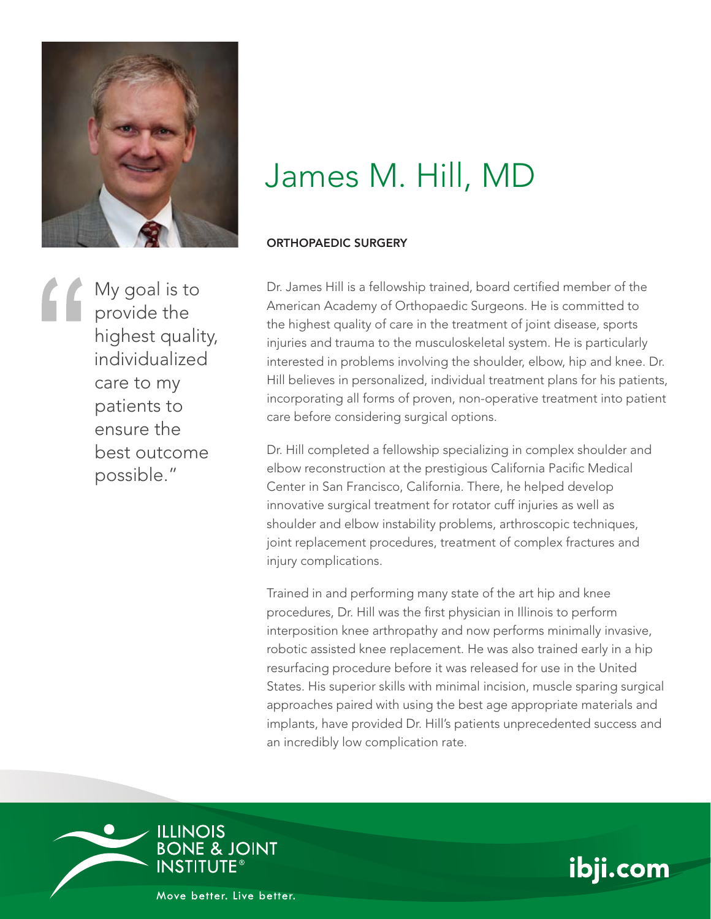# James M. Hill, MD

**ORTHOPAEDIC SURGERY**

> "My goal is to provide the highest quality, individualized care to my patients to ensure the best outcome possible."

Dr. James Hill is a fellowship trained, board certified member of the American Academy of Orthopaedic Surgeons. He is committed to the highest quality of care in the treatment of joint disease, sports injuries and trauma to the musculoskeletal system. He is particularly interested in problems involving the shoulder, elbow, hip and knee. Dr. Hill believes in personalized, individual treatment plans for his patients, incorporating all forms of proven, non-operative treatment into patient care before considering surgical options.

Dr. Hill completed a fellowship specializing in complex shoulder and elbow reconstruction at the prestigious California Pacific Medical Center in San Francisco, California. There, he helped develop innovative surgical treatment for rotator cuff injuries as well as shoulder and elbow instability problems, arthroscopic techniques, joint replacement procedures, treatment of complex fractures and injury complications.

Trained in and performing many state of the art hip and knee procedures, Dr. Hill was the first physician in Illinois to perform interposition knee arthropathy and now performs minimally invasive, robotic assisted knee replacement. He was also trained early in a hip resurfacing procedure before it was released for use in the United States. His superior skills with minimal incision, muscle sparing surgical approaches paired with using the best age appropriate materials and implants, have provided Dr. Hill's patients unprecedented success and an incredibly low complication rate.

ILLINOIS BONE & JOINT INSTITUTE®

Move better. Live better.

ibji.com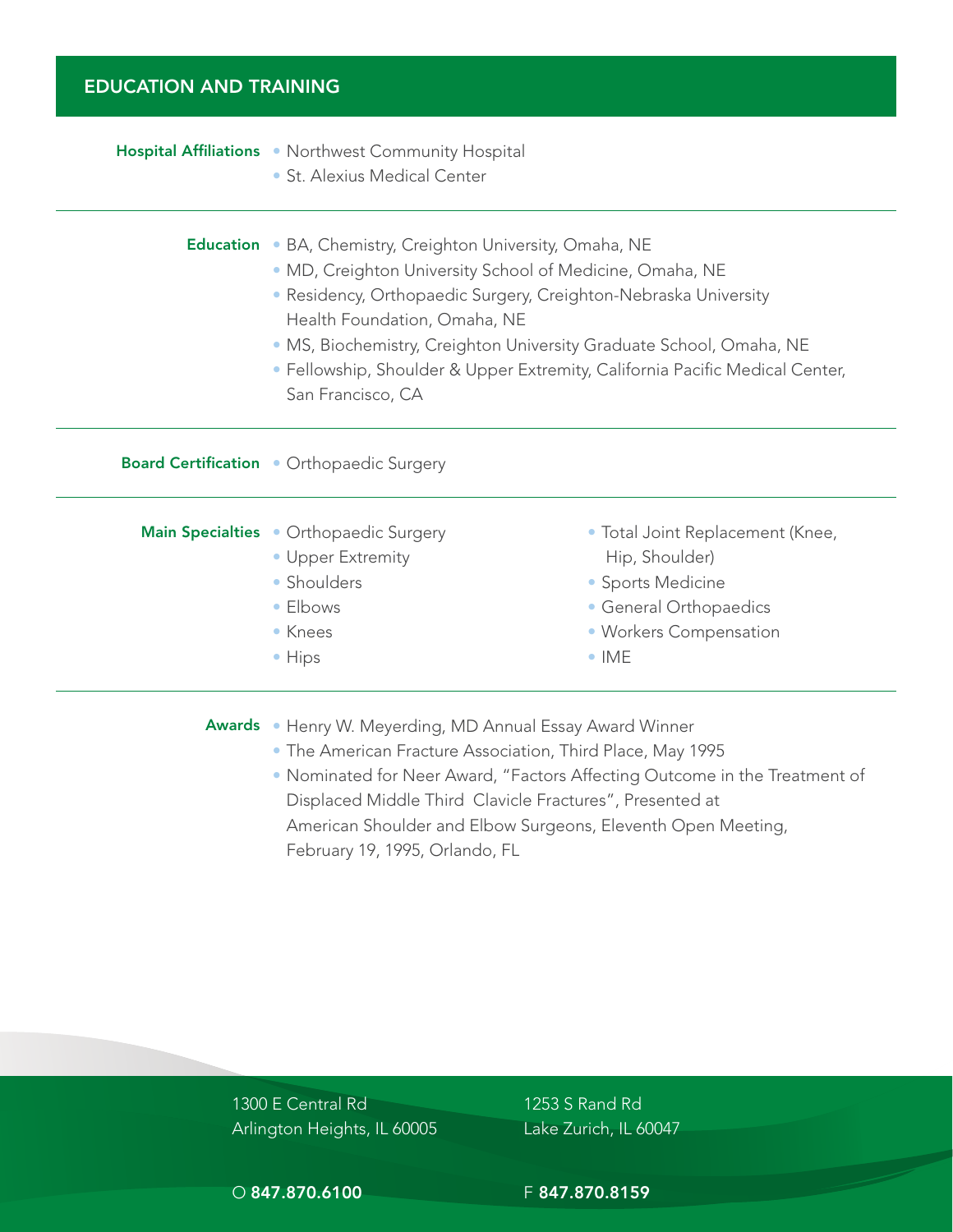## EDUCATION AND TRAINING

**Hospital Affiliations**

- Northwest Community Hospital
- St. Alexius Medical Center

**Education**

- BA, Chemistry, Creighton University, Omaha, NE
- MD, Creighton University School of Medicine, Omaha, NE
- Residency, Orthopaedic Surgery, Creighton-Nebraska University Health Foundation, Omaha, NE
- MS, Biochemistry, Creighton University Graduate School, Omaha, NE
- Fellowship, Shoulder & Upper Extremity, California Pacific Medical Center, San Francisco, CA

**Board Certification**

- Orthopaedic Surgery

**Main Specialties**

- Orthopaedic Surgery
- Upper Extremity
- Shoulders
- Elbows
- Knees
- Hips
- Total Joint Replacement (Knee, Hip, Shoulder)
- Sports Medicine
- General Orthopaedics
- Workers Compensation
- IME

**Awards**

- Henry W. Meyerding, MD Annual Essay Award Winner
- The American Fracture Association, Third Place, May 1995
- Nominated for Neer Award, "Factors Affecting Outcome in the Treatment of Displaced Middle Third Clavicle Fractures", Presented at American Shoulder and Elbow Surgeons, Eleventh Open Meeting, February 19, 1995, Orlando, FL

1300 E Central Rd
Arlington Heights, IL 60005

1253 S Rand Rd
Lake Zurich, IL 60047

O **847.870.6100**

F **847.870.8159**